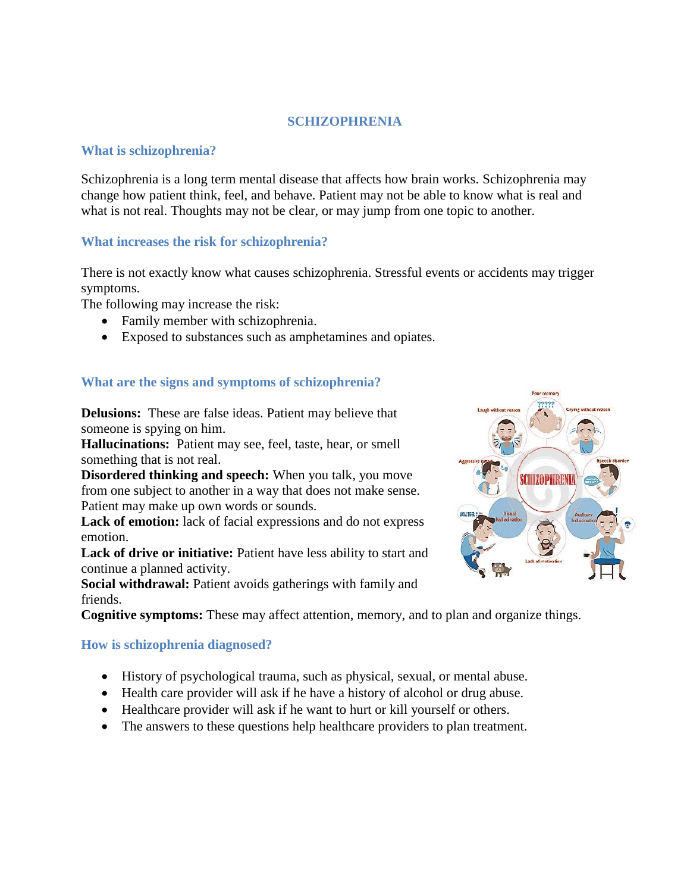# SCHIZOPHRENIA

## What is schizophrenia?

Schizophrenia is a long term mental disease that affects how brain works. Schizophrenia may change how patient think, feel, and behave. Patient may not be able to know what is real and what is not real. Thoughts may not be clear, or may jump from one topic to another.

## What increases the risk for schizophrenia?

There is not exactly know what causes schizophrenia. Stressful events or accidents may trigger symptoms.

The following may increase the risk:

- Family member with schizophrenia.
- Exposed to substances such as amphetamines and opiates.

## What are the signs and symptoms of schizophrenia?

**Delusions:** These are false ideas. Patient may believe that someone is spying on him.

**Hallucinations:** Patient may see, feel, taste, hear, or smell something that is not real.

**Disordered thinking and speech:** When you talk, you move from one subject to another in a way that does not make sense. Patient may make up own words or sounds.

**Lack of emotion:** lack of facial expressions and do not express emotion.

**Lack of drive or initiative:** Patient have less ability to start and continue a planned activity.

**Social withdrawal:** Patient avoids gatherings with family and friends.

**Cognitive symptoms:** These may affect attention, memory, and to plan and organize things.

## How is schizophrenia diagnosed?

- History of psychological trauma, such as physical, sexual, or mental abuse.
- Health care provider will ask if he have a history of alcohol or drug abuse.
- Healthcare provider will ask if he want to hurt or kill yourself or others.
- The answers to these questions help healthcare providers to plan treatment.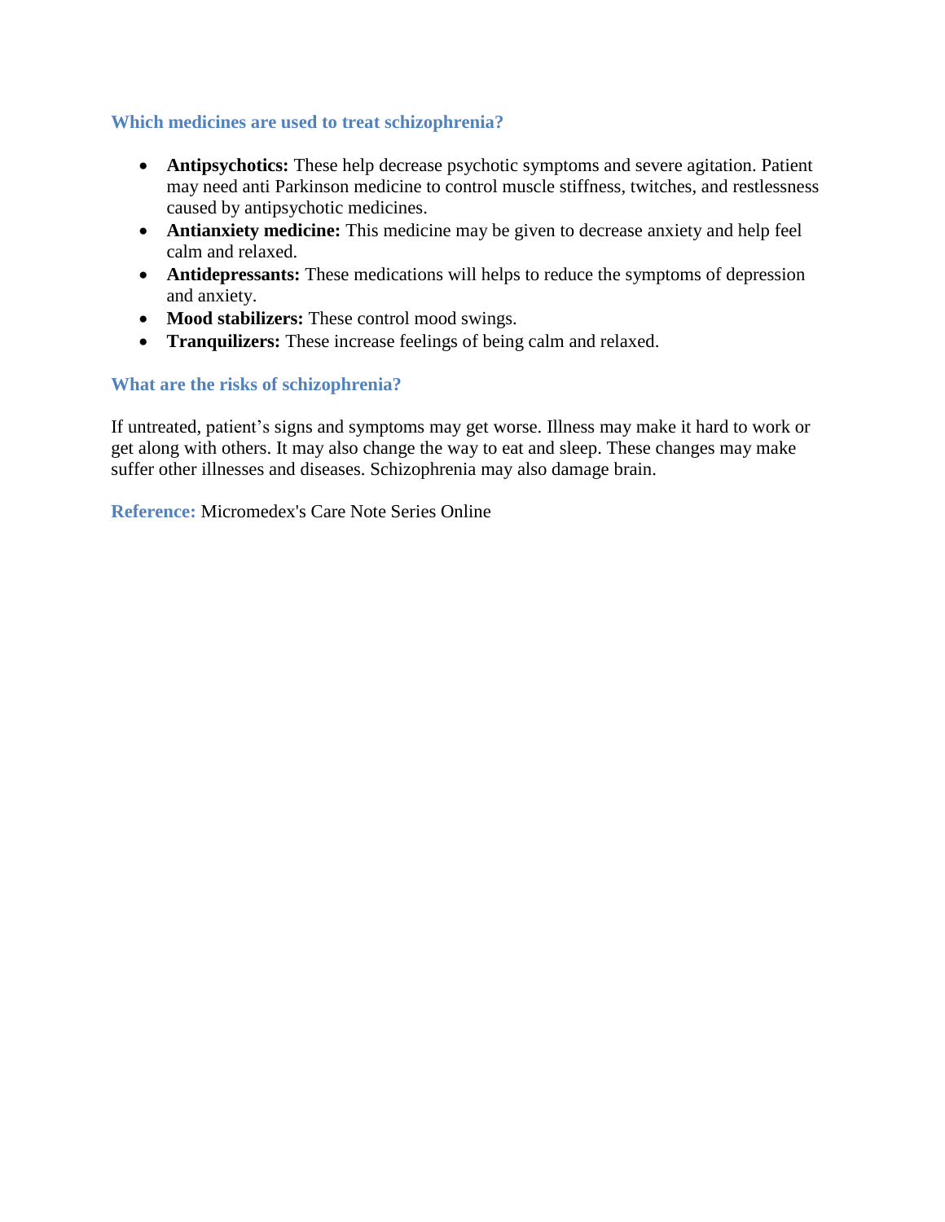### Which medicines are used to treat schizophrenia?

- **Antipsychotics:** These help decrease psychotic symptoms and severe agitation. Patient may need anti Parkinson medicine to control muscle stiffness, twitches, and restlessness caused by antipsychotic medicines.
- **Antianxiety medicine:** This medicine may be given to decrease anxiety and help feel calm and relaxed.
- **Antidepressants:** These medications will helps to reduce the symptoms of depression and anxiety.
- **Mood stabilizers:** These control mood swings.
- **Tranquilizers:** These increase feelings of being calm and relaxed.

### What are the risks of schizophrenia?

If untreated, patient's signs and symptoms may get worse. Illness may make it hard to work or get along with others. It may also change the way to eat and sleep. These changes may make suffer other illnesses and diseases. Schizophrenia may also damage brain.

**Reference:** Micromedex's Care Note Series Online